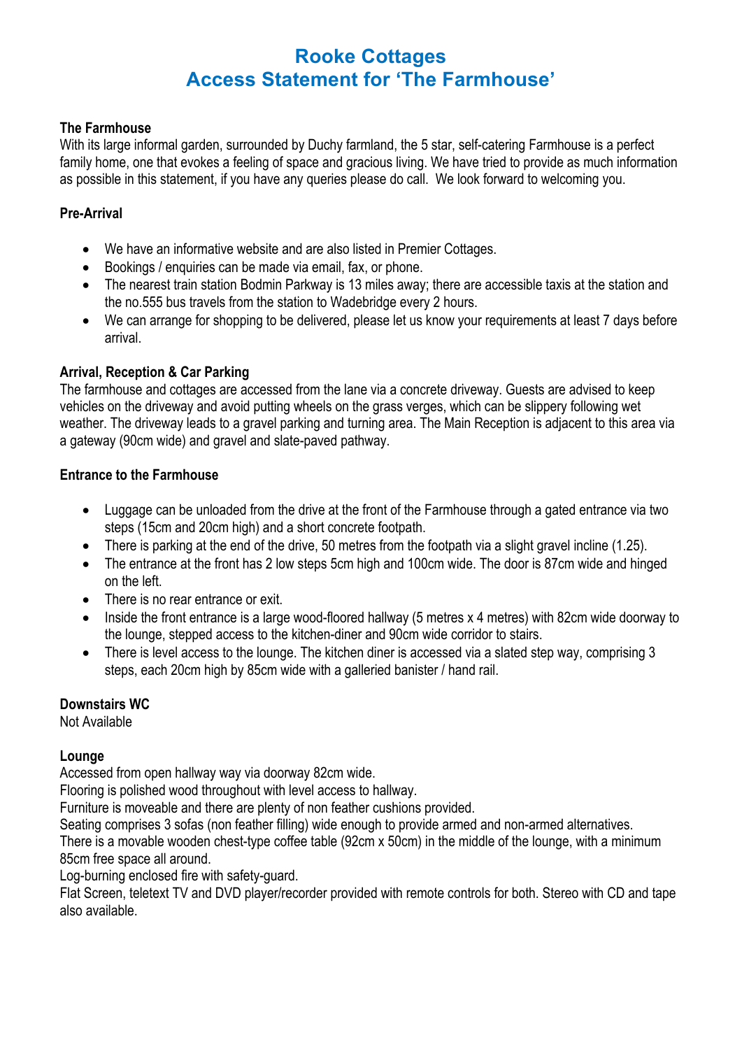# Rooke Cottages
# Access Statement for 'The Farmhouse'

**The Farmhouse**

With its large informal garden, surrounded by Duchy farmland, the 5 star, self-catering Farmhouse is a perfect family home, one that evokes a feeling of space and gracious living. We have tried to provide as much information as possible in this statement, if you have any queries please do call. We look forward to welcoming you.

**Pre-Arrival**

- We have an informative website and are also listed in Premier Cottages.
- Bookings / enquiries can be made via email, fax, or phone.
- The nearest train station Bodmin Parkway is 13 miles away; there are accessible taxis at the station and the no.555 bus travels from the station to Wadebridge every 2 hours.
- We can arrange for shopping to be delivered, please let us know your requirements at least 7 days before arrival.

**Arrival, Reception & Car Parking**

The farmhouse and cottages are accessed from the lane via a concrete driveway. Guests are advised to keep vehicles on the driveway and avoid putting wheels on the grass verges, which can be slippery following wet weather. The driveway leads to a gravel parking and turning area. The Main Reception is adjacent to this area via a gateway (90cm wide) and gravel and slate-paved pathway.

**Entrance to the Farmhouse**

- Luggage can be unloaded from the drive at the front of the Farmhouse through a gated entrance via two steps (15cm and 20cm high) and a short concrete footpath.
- There is parking at the end of the drive, 50 metres from the footpath via a slight gravel incline (1.25).
- The entrance at the front has 2 low steps 5cm high and 100cm wide. The door is 87cm wide and hinged on the left.
- There is no rear entrance or exit.
- Inside the front entrance is a large wood-floored hallway (5 metres x 4 metres) with 82cm wide doorway to the lounge, stepped access to the kitchen-diner and 90cm wide corridor to stairs.
- There is level access to the lounge. The kitchen diner is accessed via a slated step way, comprising 3 steps, each 20cm high by 85cm wide with a galleried banister / hand rail.

**Downstairs WC**

Not Available

**Lounge**

Accessed from open hallway way via doorway 82cm wide.
Flooring is polished wood throughout with level access to hallway.
Furniture is moveable and there are plenty of non feather cushions provided.
Seating comprises 3 sofas (non feather filling) wide enough to provide armed and non-armed alternatives.
There is a movable wooden chest-type coffee table (92cm x 50cm) in the middle of the lounge, with a minimum 85cm free space all around.
Log-burning enclosed fire with safety-guard.
Flat Screen, teletext TV and DVD player/recorder provided with remote controls for both. Stereo with CD and tape also available.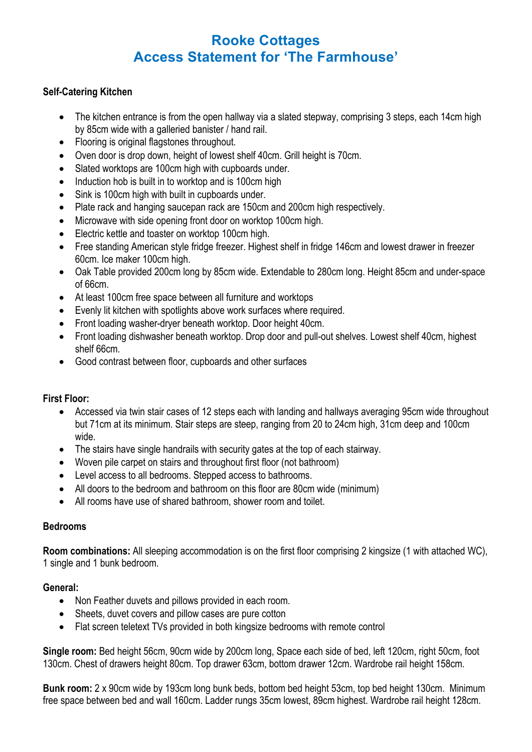# Rooke Cottages
# Access Statement for 'The Farmhouse'

**Self-Catering Kitchen**

- The kitchen entrance is from the open hallway via a slated stepway, comprising 3 steps, each 14cm high by 85cm wide with a galleried banister / hand rail.
- Flooring is original flagstones throughout.
- Oven door is drop down, height of lowest shelf 40cm. Grill height is 70cm.
- Slated worktops are 100cm high with cupboards under.
- Induction hob is built in to worktop and is 100cm high
- Sink is 100cm high with built in cupboards under.
- Plate rack and hanging saucepan rack are 150cm and 200cm high respectively.
- Microwave with side opening front door on worktop 100cm high.
- Electric kettle and toaster on worktop 100cm high.
- Free standing American style fridge freezer. Highest shelf in fridge 146cm and lowest drawer in freezer 60cm. Ice maker 100cm high.
- Oak Table provided 200cm long by 85cm wide. Extendable to 280cm long. Height 85cm and under-space of 66cm.
- At least 100cm free space between all furniture and worktops
- Evenly lit kitchen with spotlights above work surfaces where required.
- Front loading washer-dryer beneath worktop. Door height 40cm.
- Front loading dishwasher beneath worktop. Drop door and pull-out shelves. Lowest shelf 40cm, highest shelf 66cm.
- Good contrast between floor, cupboards and other surfaces

**First Floor:**

- Accessed via twin stair cases of 12 steps each with landing and hallways averaging 95cm wide throughout but 71cm at its minimum. Stair steps are steep, ranging from 20 to 24cm high, 31cm deep and 100cm wide.
- The stairs have single handrails with security gates at the top of each stairway.
- Woven pile carpet on stairs and throughout first floor (not bathroom)
- Level access to all bedrooms. Stepped access to bathrooms.
- All doors to the bedroom and bathroom on this floor are 80cm wide (minimum)
- All rooms have use of shared bathroom, shower room and toilet.

**Bedrooms**

**Room combinations:** All sleeping accommodation is on the first floor comprising 2 kingsize (1 with attached WC), 1 single and 1 bunk bedroom.

**General:**

- Non Feather duvets and pillows provided in each room.
- Sheets, duvet covers and pillow cases are pure cotton
- Flat screen teletext TVs provided in both kingsize bedrooms with remote control

**Single room:** Bed height 56cm, 90cm wide by 200cm long, Space each side of bed, left 120cm, right 50cm, foot 130cm. Chest of drawers height 80cm. Top drawer 63cm, bottom drawer 12cm. Wardrobe rail height 158cm.

**Bunk room:** 2 x 90cm wide by 193cm long bunk beds, bottom bed height 53cm, top bed height 130cm. Minimum free space between bed and wall 160cm. Ladder rungs 35cm lowest, 89cm highest. Wardrobe rail height 128cm.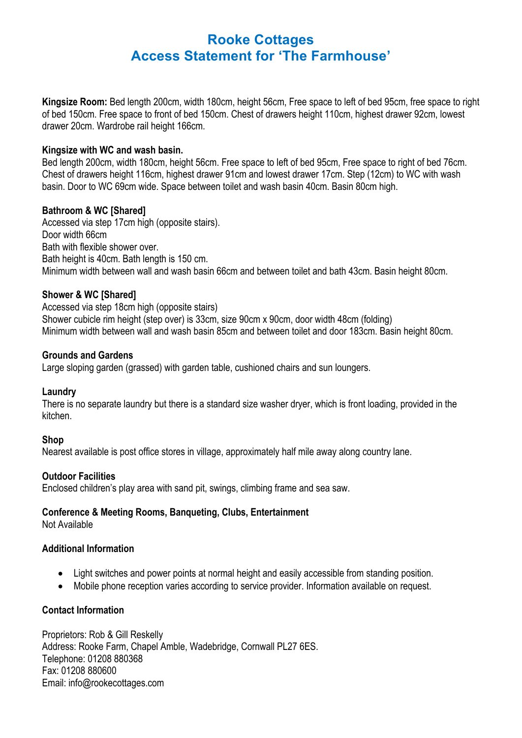# Rooke Cottages
# Access Statement for 'The Farmhouse'

**Kingsize Room:** Bed length 200cm, width 180cm, height 56cm, Free space to left of bed 95cm, free space to right of bed 150cm. Free space to front of bed 150cm. Chest of drawers height 110cm, highest drawer 92cm, lowest drawer 20cm. Wardrobe rail height 166cm.

**Kingsize with WC and wash basin.**
Bed length 200cm, width 180cm, height 56cm. Free space to left of bed 95cm, Free space to right of bed 76cm. Chest of drawers height 116cm, highest drawer 91cm and lowest drawer 17cm. Step (12cm) to WC with wash basin. Door to WC 69cm wide. Space between toilet and wash basin 40cm. Basin 80cm high.

**Bathroom & WC [Shared]**
Accessed via step 17cm high (opposite stairs).
Door width 66cm
Bath with flexible shower over.
Bath height is 40cm. Bath length is 150 cm.
Minimum width between wall and wash basin 66cm and between toilet and bath 43cm. Basin height 80cm.

**Shower & WC [Shared]**
Accessed via step 18cm high (opposite stairs)
Shower cubicle rim height (step over) is 33cm, size 90cm x 90cm, door width 48cm (folding)
Minimum width between wall and wash basin 85cm and between toilet and door 183cm. Basin height 80cm.

**Grounds and Gardens**
Large sloping garden (grassed) with garden table, cushioned chairs and sun loungers.

**Laundry**
There is no separate laundry but there is a standard size washer dryer, which is front loading, provided in the kitchen.

**Shop**
Nearest available is post office stores in village, approximately half mile away along country lane.

**Outdoor Facilities**
Enclosed children's play area with sand pit, swings, climbing frame and sea saw.

**Conference & Meeting Rooms, Banqueting, Clubs, Entertainment**
Not Available

**Additional Information**

- Light switches and power points at normal height and easily accessible from standing position.
- Mobile phone reception varies according to service provider. Information available on request.

**Contact Information**

Proprietors: Rob & Gill Reskelly
Address: Rooke Farm, Chapel Amble, Wadebridge, Cornwall PL27 6ES.
Telephone: 01208 880368
Fax: 01208 880600
Email: info@rookecottages.com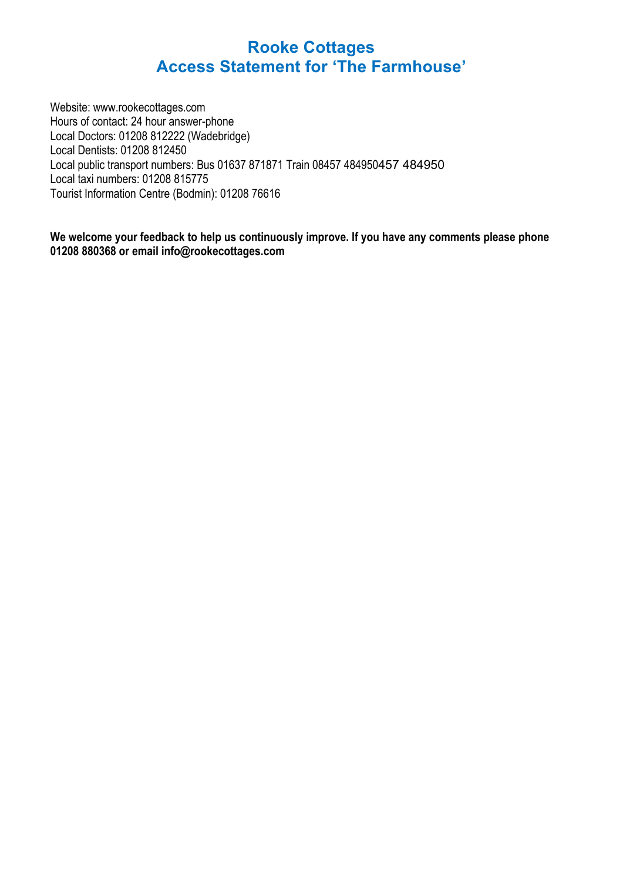# Rooke Cottages
# Access Statement for 'The Farmhouse'

Website: www.rookecottages.com
Hours of contact: 24 hour answer-phone
Local Doctors: 01208 812222 (Wadebridge)
Local Dentists: 01208 812450
Local public transport numbers: Bus 01637 871871 Train 08457 484950457 484950
Local taxi numbers: 01208 815775
Tourist Information Centre (Bodmin): 01208 76616

**We welcome your feedback to help us continuously improve. If you have any comments please phone 01208 880368 or email info@rookecottages.com**